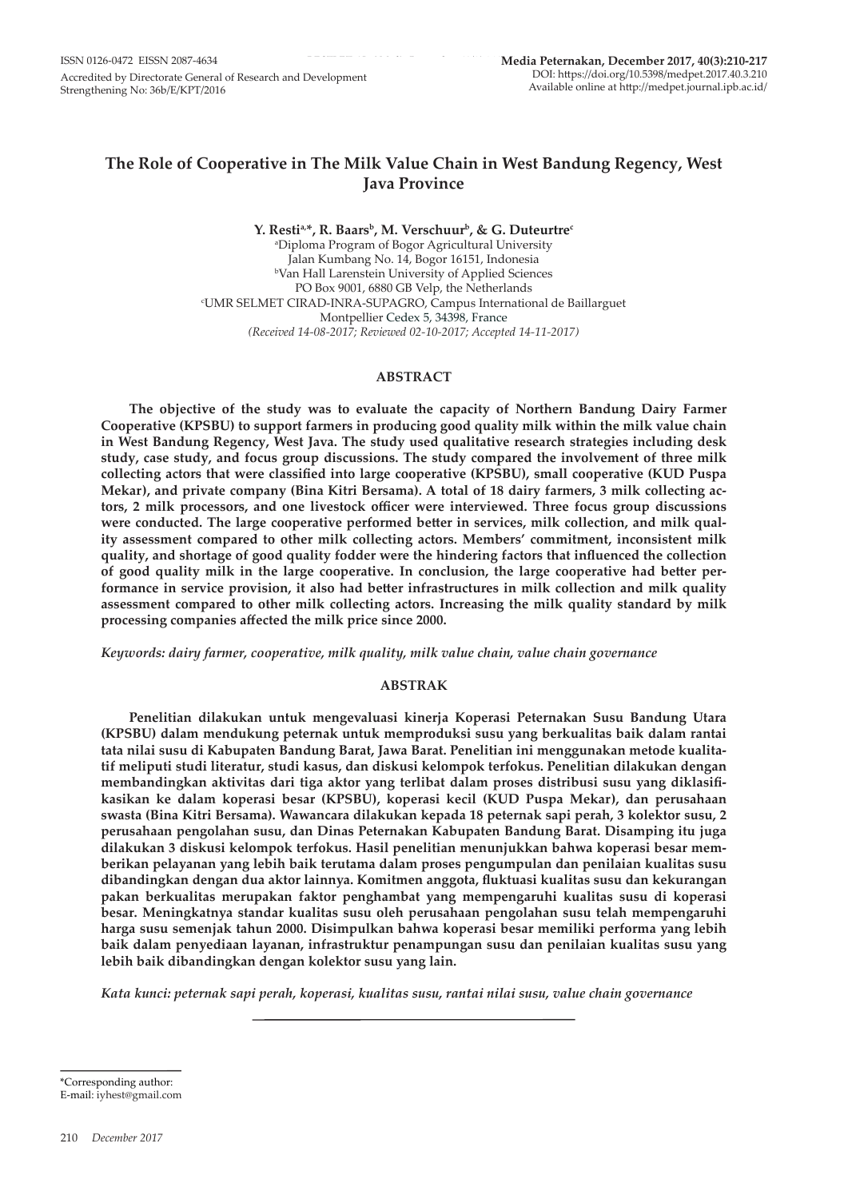# The Role of Cooperative in The Milk Value Chain in West Bandung Regency, West Java Province

**Y. Resti[a,*], R. Baars[b], M. Verschuur[b], & G. Duteurtre[c]**

[a]Diploma Program of Bogor Agricultural University
Jalan Kumbang No. 14, Bogor 16151, Indonesia
[b]Van Hall Larenstein University of Applied Sciences
PO Box 9001, 6880 GB Velp, the Netherlands
[c]UMR SELMET CIRAD-INRA-SUPAGRO, Campus International de Baillarguet
Montpellier Cedex 5, 34398, France
*(Received 14-08-2017; Reviewed 02-10-2017; Accepted 14-11-2017)*

## ABSTRACT

**The objective of the study was to evaluate the capacity of Northern Bandung Dairy Farmer Cooperative (KPSBU) to support farmers in producing good quality milk within the milk value chain in West Bandung Regency, West Java. The study used qualitative research strategies including desk study, case study, and focus group discussions. The study compared the involvement of three milk collecting actors that were classified into large cooperative (KPSBU), small cooperative (KUD Puspa Mekar), and private company (Bina Kitri Bersama). A total of 18 dairy farmers, 3 milk collecting actors, 2 milk processors, and one livestock officer were interviewed. Three focus group discussions were conducted. The large cooperative performed better in services, milk collection, and milk quality assessment compared to other milk collecting actors. Members' commitment, inconsistent milk quality, and shortage of good quality fodder were the hindering factors that influenced the collection of good quality milk in the large cooperative. In conclusion, the large cooperative had better performance in service provision, it also had better infrastructures in milk collection and milk quality assessment compared to other milk collecting actors. Increasing the milk quality standard by milk processing companies affected the milk price since 2000.**

*Keywords: dairy farmer, cooperative, milk quality, milk value chain, value chain governance*

## ABSTRAK

**Penelitian dilakukan untuk mengevaluasi kinerja Koperasi Peternakan Susu Bandung Utara (KPSBU) dalam mendukung peternak untuk memproduksi susu yang berkualitas baik dalam rantai tata nilai susu di Kabupaten Bandung Barat, Jawa Barat. Penelitian ini menggunakan metode kualitatif meliputi studi literatur, studi kasus, dan diskusi kelompok terfokus. Penelitian dilakukan dengan membandingkan aktivitas dari tiga aktor yang terlibat dalam proses distribusi susu yang diklasifikasikan ke dalam koperasi besar (KPSBU), koperasi kecil (KUD Puspa Mekar), dan perusahaan swasta (Bina Kitri Bersama). Wawancara dilakukan kepada 18 peternak sapi perah, 3 kolektor susu, 2 perusahaan pengolahan susu, dan Dinas Peternakan Kabupaten Bandung Barat. Disamping itu juga dilakukan 3 diskusi kelompok terfokus. Hasil penelitian menunjukkan bahwa koperasi besar memberikan pelayanan yang lebih baik terutama dalam proses pengumpulan dan penilaian kualitas susu dibandingkan dengan dua aktor lainnya. Komitmen anggota, fluktuasi kualitas susu dan kekurangan pakan berkualitas merupakan faktor penghambat yang mempengaruhi kualitas susu di koperasi besar. Meningkatnya standar kualitas susu oleh perusahaan pengolahan susu telah mempengaruhi harga susu semenjak tahun 2000. Disimpulkan bahwa koperasi besar memiliki performa yang lebih baik dalam penyediaan layanan, infrastruktur penampungan susu dan penilaian kualitas susu yang lebih baik dibandingkan dengan kolektor susu yang lain.**

*Kata kunci: peternak sapi perah, koperasi, kualitas susu, rantai nilai susu, value chain governance*

---

*Corresponding author:
E-mail: iyhest@gmail.com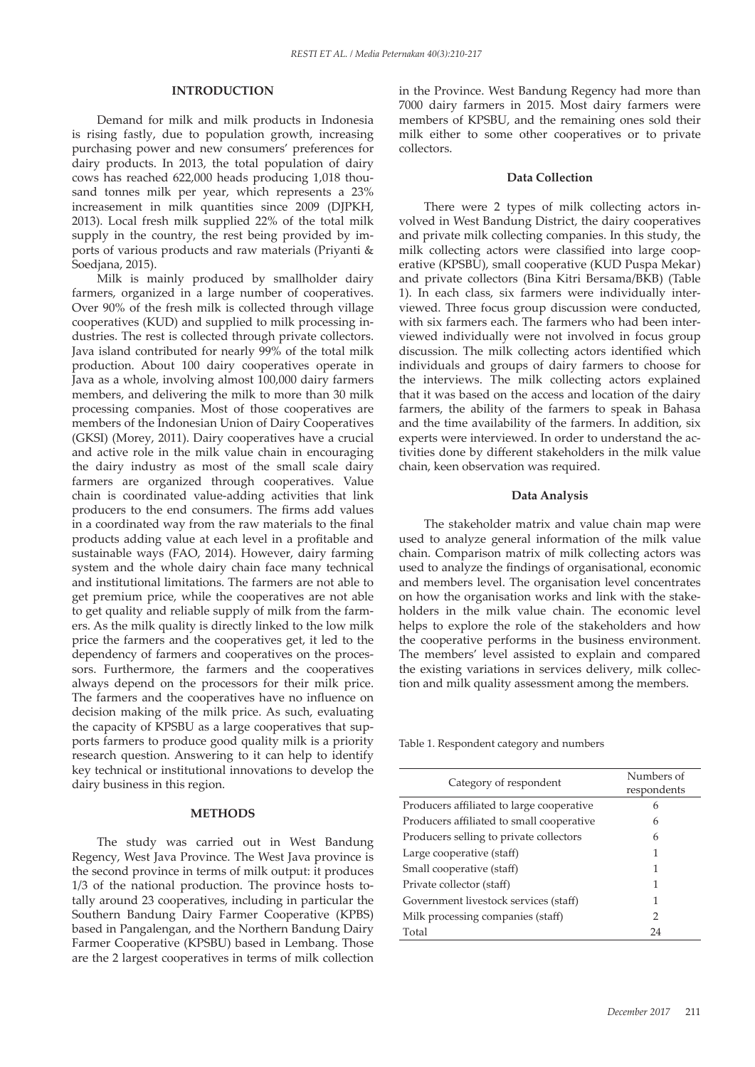## INTRODUCTION

Demand for milk and milk products in Indonesia is rising fastly, due to population growth, increasing purchasing power and new consumers' preferences for dairy products. In 2013, the total population of dairy cows has reached 622,000 heads producing 1,018 thousand tonnes milk per year, which represents a 23% increasement in milk quantities since 2009 (DJPKH, 2013). Local fresh milk supplied 22% of the total milk supply in the country, the rest being provided by imports of various products and raw materials (Priyanti & Soedjana, 2015).

Milk is mainly produced by smallholder dairy farmers, organized in a large number of cooperatives. Over 90% of the fresh milk is collected through village cooperatives (KUD) and supplied to milk processing industries. The rest is collected through private collectors. Java island contributed for nearly 99% of the total milk production. About 100 dairy cooperatives operate in Java as a whole, involving almost 100,000 dairy farmers members, and delivering the milk to more than 30 milk processing companies. Most of those cooperatives are members of the Indonesian Union of Dairy Cooperatives (GKSI) (Morey, 2011). Dairy cooperatives have a crucial and active role in the milk value chain in encouraging the dairy industry as most of the small scale dairy farmers are organized through cooperatives. Value chain is coordinated value-adding activities that link producers to the end consumers. The firms add values in a coordinated way from the raw materials to the final products adding value at each level in a profitable and sustainable ways (FAO, 2014). However, dairy farming system and the whole dairy chain face many technical and institutional limitations. The farmers are not able to get premium price, while the cooperatives are not able to get quality and reliable supply of milk from the farmers. As the milk quality is directly linked to the low milk price the farmers and the cooperatives get, it led to the dependency of farmers and cooperatives on the processors. Furthermore, the farmers and the cooperatives always depend on the processors for their milk price. The farmers and the cooperatives have no influence on decision making of the milk price. As such, evaluating the capacity of KPSBU as a large cooperatives that supports farmers to produce good quality milk is a priority research question. Answering to it can help to identify key technical or institutional innovations to develop the dairy business in this region.

## METHODS

The study was carried out in West Bandung Regency, West Java Province. The West Java province is the second province in terms of milk output: it produces 1/3 of the national production. The province hosts totally around 23 cooperatives, including in particular the Southern Bandung Dairy Farmer Cooperative (KPBS) based in Pangalengan, and the Northern Bandung Dairy Farmer Cooperative (KPSBU) based in Lembang. Those are the 2 largest cooperatives in terms of milk collection in the Province. West Bandung Regency had more than 7000 dairy farmers in 2015. Most dairy farmers were members of KPSBU, and the remaining ones sold their milk either to some other cooperatives or to private collectors.

### Data Collection

There were 2 types of milk collecting actors involved in West Bandung District, the dairy cooperatives and private milk collecting companies. In this study, the milk collecting actors were classified into large cooperative (KPSBU), small cooperative (KUD Puspa Mekar) and private collectors (Bina Kitri Bersama/BKB) (Table 1). In each class, six farmers were individually interviewed. Three focus group discussion were conducted, with six farmers each. The farmers who had been interviewed individually were not involved in focus group discussion. The milk collecting actors identified which individuals and groups of dairy farmers to choose for the interviews. The milk collecting actors explained that it was based on the access and location of the dairy farmers, the ability of the farmers to speak in Bahasa and the time availability of the farmers. In addition, six experts were interviewed. In order to understand the activities done by different stakeholders in the milk value chain, keen observation was required.

### Data Analysis

The stakeholder matrix and value chain map were used to analyze general information of the milk value chain. Comparison matrix of milk collecting actors was used to analyze the findings of organisational, economic and members level. The organisation level concentrates on how the organisation works and link with the stakeholders in the milk value chain. The economic level helps to explore the role of the stakeholders and how the cooperative performs in the business environment. The members' level assisted to explain and compared the existing variations in services delivery, milk collection and milk quality assessment among the members.

Table 1. Respondent category and numbers

| Category of respondent | Numbers of respondents |
|---|---|
| Producers affiliated to large cooperative | 6 |
| Producers affiliated to small cooperative | 6 |
| Producers selling to private collectors | 6 |
| Large cooperative (staff) | 1 |
| Small cooperative (staff) | 1 |
| Private collector (staff) | 1 |
| Government livestock services (staff) | 1 |
| Milk processing companies (staff) | 2 |
| Total | 24 |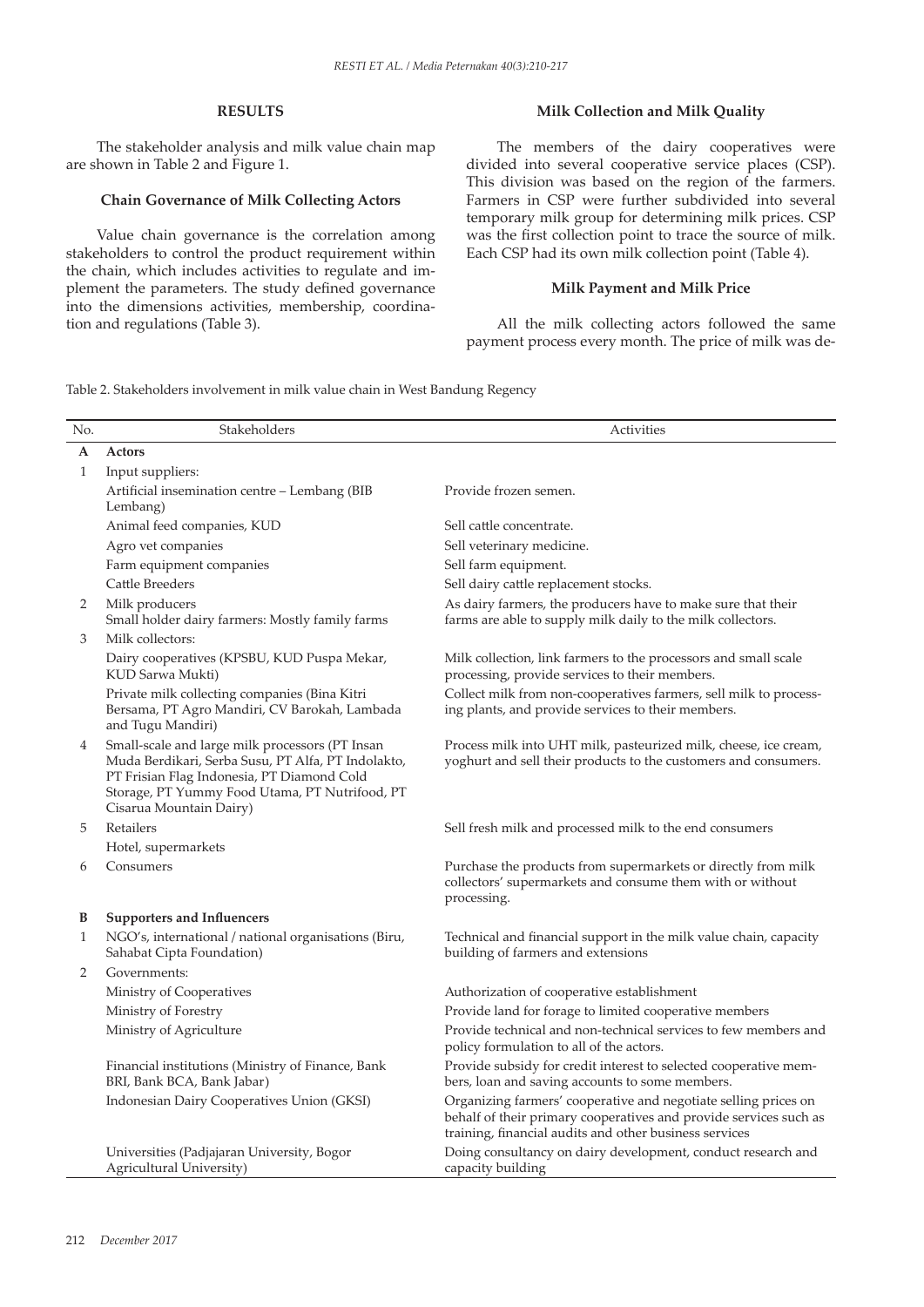## RESULTS

The stakeholder analysis and milk value chain map are shown in Table 2 and Figure 1.

### Chain Governance of Milk Collecting Actors

Value chain governance is the correlation among stakeholders to control the product requirement within the chain, which includes activities to regulate and implement the parameters. The study defined governance into the dimensions activities, membership, coordination and regulations (Table 3).

### Milk Collection and Milk Quality

The members of the dairy cooperatives were divided into several cooperative service places (CSP). This division was based on the region of the farmers. Farmers in CSP were further subdivided into several temporary milk group for determining milk prices. CSP was the first collection point to trace the source of milk. Each CSP had its own milk collection point (Table 4).

### Milk Payment and Milk Price

All the milk collecting actors followed the same payment process every month. The price of milk was de-

Table 2. Stakeholders involvement in milk value chain in West Bandung Regency

| No. | Stakeholders | Activities |
|---|---|---|
| **A** | **Actors** | |
| 1 | Input suppliers: | |
| | Artificial insemination centre – Lembang (BIB Lembang) | Provide frozen semen. |
| | Animal feed companies, KUD | Sell cattle concentrate. |
| | Agro vet companies | Sell veterinary medicine. |
| | Farm equipment companies | Sell farm equipment. |
| | Cattle Breeders | Sell dairy cattle replacement stocks. |
| 2 | Milk producers<br>Small holder dairy farmers: Mostly family farms | As dairy farmers, the producers have to make sure that their farms are able to supply milk daily to the milk collectors. |
| 3 | Milk collectors: | |
| | Dairy cooperatives (KPSBU, KUD Puspa Mekar, KUD Sarwa Mukti) | Milk collection, link farmers to the processors and small scale processing, provide services to their members. |
| | Private milk collecting companies (Bina Kitri Bersama, PT Agro Mandiri, CV Barokah, Lambada and Tugu Mandiri) | Collect milk from non-cooperatives farmers, sell milk to processing plants, and provide services to their members. |
| 4 | Small-scale and large milk processors (PT Insan Muda Berdikari, Serba Susu, PT Alfa, PT Indolakto, PT Frisian Flag Indonesia, PT Diamond Cold Storage, PT Yummy Food Utama, PT Nutrifood, PT Cisarua Mountain Dairy) | Process milk into UHT milk, pasteurized milk, cheese, ice cream, yoghurt and sell their products to the customers and consumers. |
| 5 | Retailers | Sell fresh milk and processed milk to the end consumers |
| | Hotel, supermarkets | |
| 6 | Consumers | Purchase the products from supermarkets or directly from milk collectors' supermarkets and consume them with or without processing. |
| **B** | **Supporters and Influencers** | |
| 1 | NGO's, international / national organisations (Biru, Sahabat Cipta Foundation) | Technical and financial support in the milk value chain, capacity building of farmers and extensions |
| 2 | Governments: | |
| | Ministry of Cooperatives | Authorization of cooperative establishment |
| | Ministry of Forestry | Provide land for forage to limited cooperative members |
| | Ministry of Agriculture | Provide technical and non-technical services to few members and policy formulation to all of the actors. |
| | Financial institutions (Ministry of Finance, Bank BRI, Bank BCA, Bank Jabar) | Provide subsidy for credit interest to selected cooperative members, loan and saving accounts to some members. |
| | Indonesian Dairy Cooperatives Union (GKSI) | Organizing farmers' cooperative and negotiate selling prices on behalf of their primary cooperatives and provide services such as training, financial audits and other business services |
| | Universities (Padjajaran University, Bogor Agricultural University) | Doing consultancy on dairy development, conduct research and capacity building |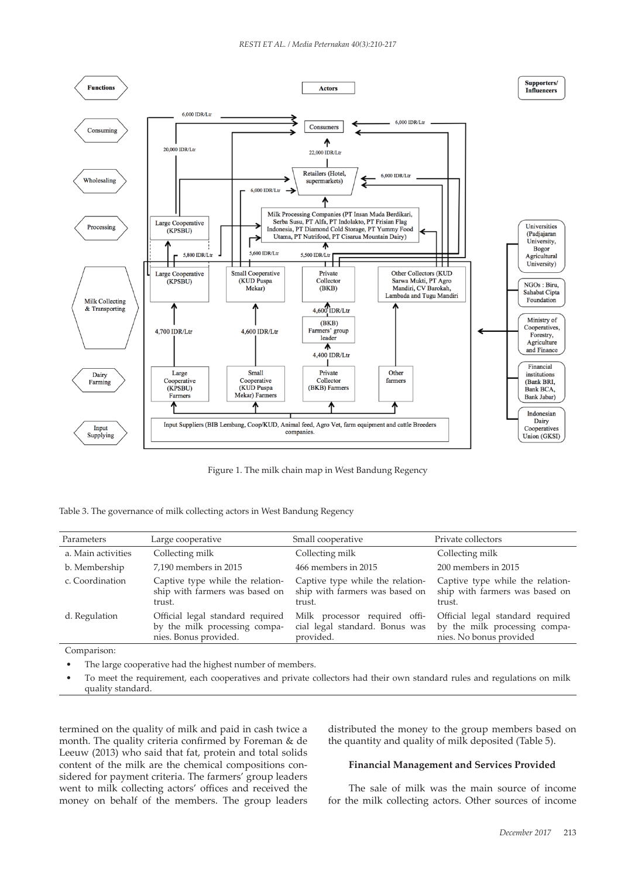Figure 1. The milk chain map in West Bandung Regency

Table 3. The governance of milk collecting actors in West Bandung Regency

| Parameters | Large cooperative | Small cooperative | Private collectors |
|---|---|---|---|
| a. Main activities | Collecting milk | Collecting milk | Collecting milk |
| b. Membership | 7,190 members in 2015 | 466 members in 2015 | 200 members in 2015 |
| c. Coordination | Captive type while the relationship with farmers was based on trust. | Captive type while the relationship with farmers was based on trust. | Captive type while the relationship with farmers was based on trust. |
| d. Regulation | Official legal standard required by the milk processing companies. Bonus provided. | Milk processor required official legal standard. Bonus was provided. | Official legal standard required by the milk processing companies. No bonus provided |

Comparison:

- The large cooperative had the highest number of members.
- To meet the requirement, each cooperatives and private collectors had their own standard rules and regulations on milk quality standard.

termined on the quality of milk and paid in cash twice a month. The quality criteria confirmed by Foreman & de Leeuw (2013) who said that fat, protein and total solids content of the milk are the chemical compositions considered for payment criteria. The farmers' group leaders went to milk collecting actors' offices and received the money on behalf of the members. The group leaders distributed the money to the group members based on the quantity and quality of milk deposited (Table 5).

### Financial Management and Services Provided

The sale of milk was the main source of income for the milk collecting actors. Other sources of income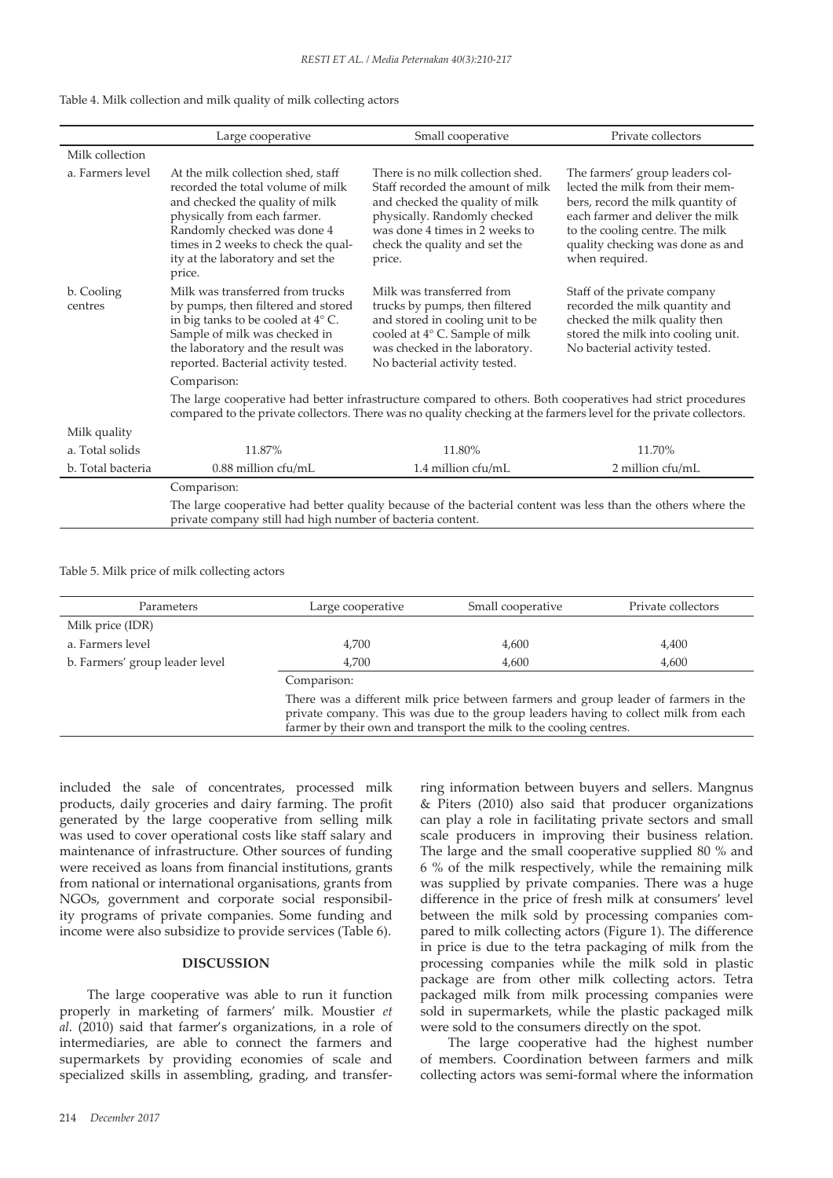Table 4. Milk collection and milk quality of milk collecting actors

| | Large cooperative | Small cooperative | Private collectors |
|---|---|---|---|
| Milk collection | | | |
| a. Farmers level | At the milk collection shed, staff recorded the total volume of milk and checked the quality of milk physically from each farmer. Randomly checked was done 4 times in 2 weeks to check the quality at the laboratory and set the price. | There is no milk collection shed. Staff recorded the amount of milk and checked the quality of milk physically. Randomly checked was done 4 times in 2 weeks to check the quality and set the price. | The farmers' group leaders collected the milk from their members, record the milk quantity of each farmer and deliver the milk to the cooling centre. The milk quality checking was done as and when required. |
| b. Cooling centres | Milk was transferred from trucks by pumps, then filtered and stored in big tanks to be cooled at 4° C. Sample of milk was checked in the laboratory and the result was reported. Bacterial activity tested. | Milk was transferred from trucks by pumps, then filtered and stored in cooling unit to be cooled at 4° C. Sample of milk was checked in the laboratory. No bacterial activity tested. | Staff of the private company recorded the milk quantity and checked the milk quality then stored the milk into cooling unit. No bacterial activity tested. |
| | Comparison: The large cooperative had better infrastructure compared to others. Both cooperatives had strict procedures compared to the private collectors. There was no quality checking at the farmers level for the private collectors. | | |
| Milk quality | | | |
| a. Total solids | 11.87% | 11.80% | 11.70% |
| b. Total bacteria | 0.88 million cfu/mL | 1.4 million cfu/mL | 2 million cfu/mL |
| | Comparison: The large cooperative had better quality because of the bacterial content was less than the others where the private company still had high number of bacteria content. | | |

Table 5. Milk price of milk collecting actors

| Parameters | Large cooperative | Small cooperative | Private collectors |
|---|---|---|---|
| Milk price (IDR) | | | |
| a. Farmers level | 4,700 | 4,600 | 4,400 |
| b. Farmers' group leader level | 4,700 | 4,600 | 4,600 |
| | Comparison: There was a different milk price between farmers and group leader of farmers in the private company. This was due to the group leaders having to collect milk from each farmer by their own and transport the milk to the cooling centres. | | |

included the sale of concentrates, processed milk products, daily groceries and dairy farming. The profit generated by the large cooperative from selling milk was used to cover operational costs like staff salary and maintenance of infrastructure. Other sources of funding were received as loans from financial institutions, grants from national or international organisations, grants from NGOs, government and corporate social responsibility programs of private companies. Some funding and income were also subsidize to provide services (Table 6).

## DISCUSSION

The large cooperative was able to run it function properly in marketing of farmers' milk. Moustier *et al*. (2010) said that farmer's organizations, in a role of intermediaries, are able to connect the farmers and supermarkets by providing economies of scale and specialized skills in assembling, grading, and transferring information between buyers and sellers. Mangnus & Piters (2010) also said that producer organizations can play a role in facilitating private sectors and small scale producers in improving their business relation. The large and the small cooperative supplied 80 % and 6 % of the milk respectively, while the remaining milk was supplied by private companies. There was a huge difference in the price of fresh milk at consumers' level between the milk sold by processing companies compared to milk collecting actors (Figure 1). The difference in price is due to the tetra packaging of milk from the processing companies while the milk sold in plastic package are from other milk collecting actors. Tetra packaged milk from milk processing companies were sold in supermarkets, while the plastic packaged milk were sold to the consumers directly on the spot.

The large cooperative had the highest number of members. Coordination between farmers and milk collecting actors was semi-formal where the information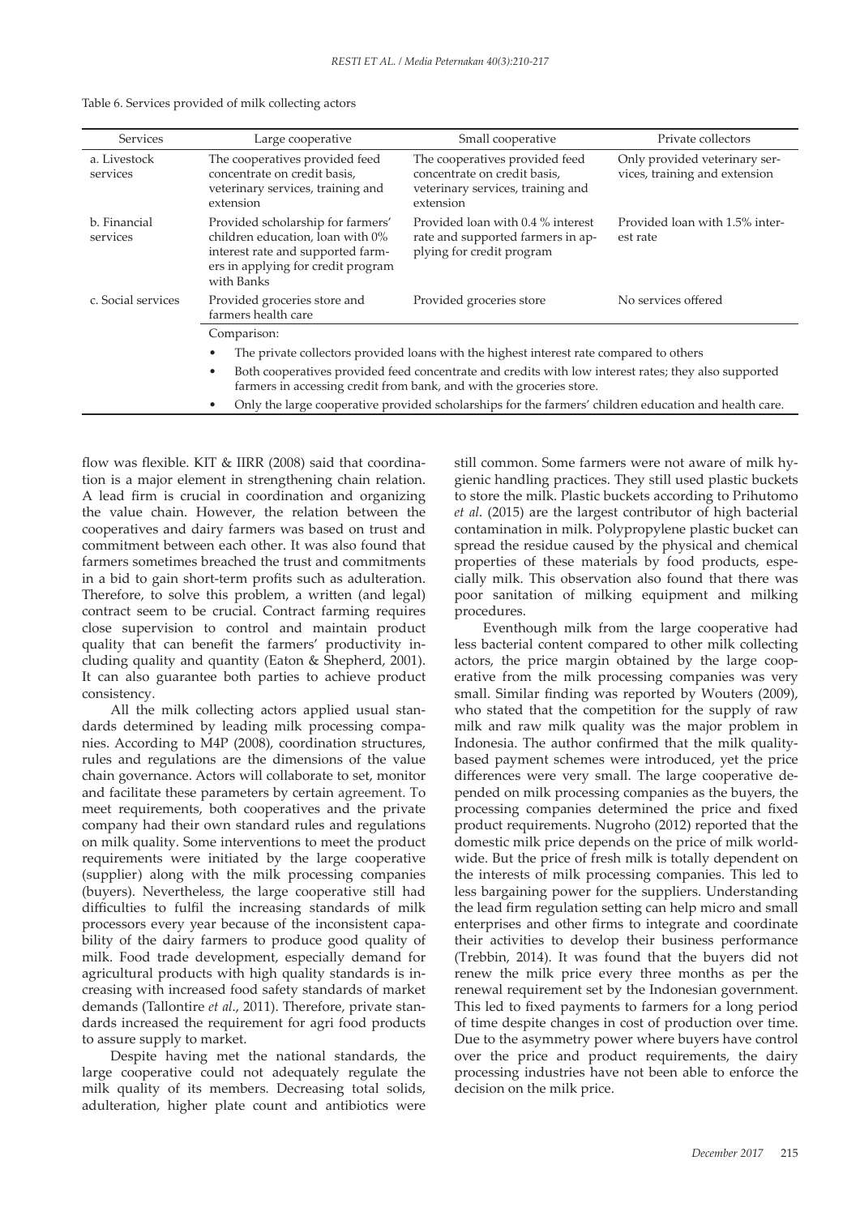Table 6. Services provided of milk collecting actors

| Services | Large cooperative | Small cooperative | Private collectors |
|---|---|---|---|
| a. Livestock services | The cooperatives provided feed concentrate on credit basis, veterinary services, training and extension | The cooperatives provided feed concentrate on credit basis, veterinary services, training and extension | Only provided veterinary services, training and extension |
| b. Financial services | Provided scholarship for farmers' children education, loan with 0% interest rate and supported farmers in applying for credit program with Banks | Provided loan with 0.4 % interest rate and supported farmers in applying for credit program | Provided loan with 1.5% interest rate |
| c. Social services | Provided groceries store and farmers health care | Provided groceries store | No services offered |
| | Comparison: • The private collectors provided loans with the highest interest rate compared to others • Both cooperatives provided feed concentrate and credits with low interest rates; they also supported farmers in accessing credit from bank, and with the groceries store. • Only the large cooperative provided scholarships for the farmers' children education and health care. | | |

flow was flexible. KIT & IIRR (2008) said that coordination is a major element in strengthening chain relation. A lead firm is crucial in coordination and organizing the value chain. However, the relation between the cooperatives and dairy farmers was based on trust and commitment between each other. It was also found that farmers sometimes breached the trust and commitments in a bid to gain short-term profits such as adulteration. Therefore, to solve this problem, a written (and legal) contract seem to be crucial. Contract farming requires close supervision to control and maintain product quality that can benefit the farmers' productivity including quality and quantity (Eaton & Shepherd, 2001). It can also guarantee both parties to achieve product consistency.

All the milk collecting actors applied usual standards determined by leading milk processing companies. According to M4P (2008), coordination structures, rules and regulations are the dimensions of the value chain governance. Actors will collaborate to set, monitor and facilitate these parameters by certain agreement. To meet requirements, both cooperatives and the private company had their own standard rules and regulations on milk quality. Some interventions to meet the product requirements were initiated by the large cooperative (supplier) along with the milk processing companies (buyers). Nevertheless, the large cooperative still had difficulties to fulfil the increasing standards of milk processors every year because of the inconsistent capability of the dairy farmers to produce good quality of milk. Food trade development, especially demand for agricultural products with high quality standards is increasing with increased food safety standards of market demands (Tallontire *et al*., 2011). Therefore, private standards increased the requirement for agri food products to assure supply to market.

Despite having met the national standards, the large cooperative could not adequately regulate the milk quality of its members. Decreasing total solids, adulteration, higher plate count and antibiotics were still common. Some farmers were not aware of milk hygienic handling practices. They still used plastic buckets to store the milk. Plastic buckets according to Prihutomo *et al*. (2015) are the largest contributor of high bacterial contamination in milk. Polypropylene plastic bucket can spread the residue caused by the physical and chemical properties of these materials by food products, especially milk. This observation also found that there was poor sanitation of milking equipment and milking procedures.

Eventhough milk from the large cooperative had less bacterial content compared to other milk collecting actors, the price margin obtained by the large cooperative from the milk processing companies was very small. Similar finding was reported by Wouters (2009), who stated that the competition for the supply of raw milk and raw milk quality was the major problem in Indonesia. The author confirmed that the milk quality-based payment schemes were introduced, yet the price differences were very small. The large cooperative depended on milk processing companies as the buyers, the processing companies determined the price and fixed product requirements. Nugroho (2012) reported that the domestic milk price depends on the price of milk worldwide. But the price of fresh milk is totally dependent on the interests of milk processing companies. This led to less bargaining power for the suppliers. Understanding the lead firm regulation setting can help micro and small enterprises and other firms to integrate and coordinate their activities to develop their business performance (Trebbin, 2014). It was found that the buyers did not renew the milk price every three months as per the renewal requirement set by the Indonesian government. This led to fixed payments to farmers for a long period of time despite changes in cost of production over time. Due to the asymmetry power where buyers have control over the price and product requirements, the dairy processing industries have not been able to enforce the decision on the milk price.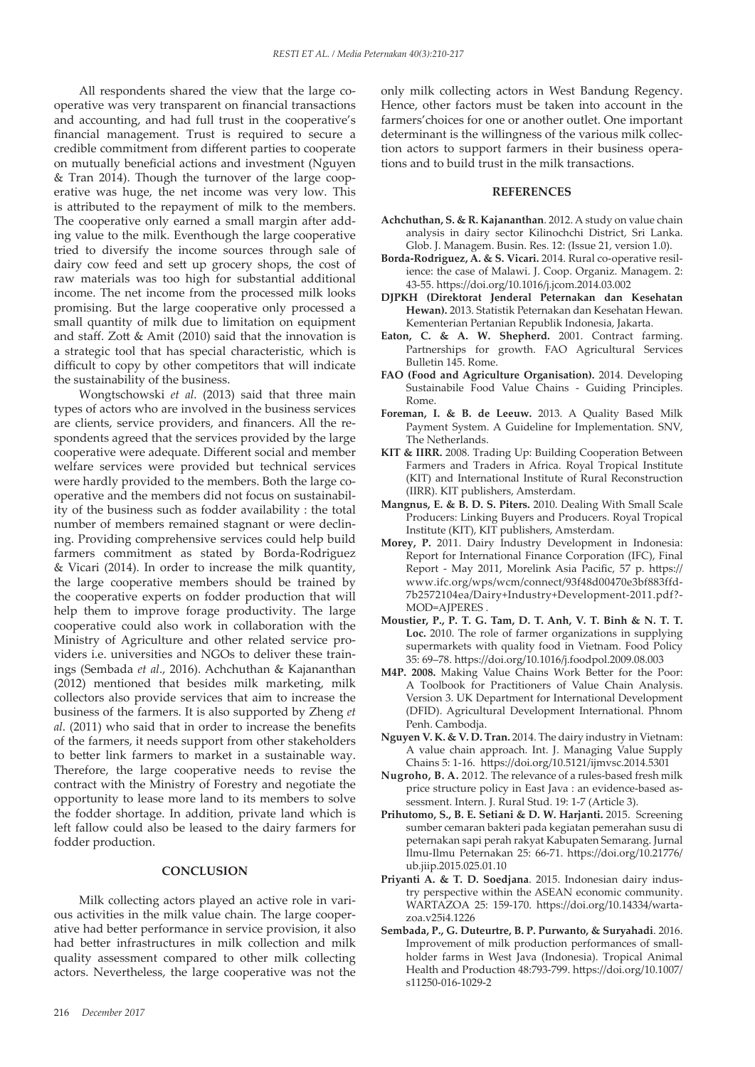All respondents shared the view that the large cooperative was very transparent on financial transactions and accounting, and had full trust in the cooperative's financial management. Trust is required to secure a credible commitment from different parties to cooperate on mutually beneficial actions and investment (Nguyen & Tran 2014). Though the turnover of the large cooperative was huge, the net income was very low. This is attributed to the repayment of milk to the members. The cooperative only earned a small margin after adding value to the milk. Eventhough the large cooperative tried to diversify the income sources through sale of dairy cow feed and sett up grocery shops, the cost of raw materials was too high for substantial additional income. The net income from the processed milk looks promising. But the large cooperative only processed a small quantity of milk due to limitation on equipment and staff. Zott & Amit (2010) said that the innovation is a strategic tool that has special characteristic, which is difficult to copy by other competitors that will indicate the sustainability of the business.

Wongtschowski *et al.* (2013) said that three main types of actors who are involved in the business services are clients, service providers, and financers. All the respondents agreed that the services provided by the large cooperative were adequate. Different social and member welfare services were provided but technical services were hardly provided to the members. Both the large cooperative and the members did not focus on sustainability of the business such as fodder availability : the total number of members remained stagnant or were declining. Providing comprehensive services could help build farmers commitment as stated by Borda-Rodriguez & Vicari (2014). In order to increase the milk quantity, the large cooperative members should be trained by the cooperative experts on fodder production that will help them to improve forage productivity. The large cooperative could also work in collaboration with the Ministry of Agriculture and other related service providers i.e. universities and NGOs to deliver these trainings (Sembada *et al*., 2016). Achchuthan & Kajananthan (2012) mentioned that besides milk marketing, milk collectors also provide services that aim to increase the business of the farmers. It is also supported by Zheng *et al*. (2011) who said that in order to increase the benefits of the farmers, it needs support from other stakeholders to better link farmers to market in a sustainable way. Therefore, the large cooperative needs to revise the contract with the Ministry of Forestry and negotiate the opportunity to lease more land to its members to solve the fodder shortage. In addition, private land which is left fallow could also be leased to the dairy farmers for fodder production.

## CONCLUSION

Milk collecting actors played an active role in various activities in the milk value chain. The large cooperative had better performance in service provision, it also had better infrastructures in milk collection and milk quality assessment compared to other milk collecting actors. Nevertheless, the large cooperative was not the only milk collecting actors in West Bandung Regency. Hence, other factors must be taken into account in the farmers'choices for one or another outlet. One important determinant is the willingness of the various milk collection actors to support farmers in their business operations and to build trust in the milk transactions.

## REFERENCES

**Achchuthan, S. & R. Kajananthan**. 2012. A study on value chain analysis in dairy sector Kilinochchi District, Sri Lanka. Glob. J. Managem. Busin. Res. 12: (Issue 21, version 1.0).

**Borda-Rodriguez, A. & S. Vicari.** 2014. Rural co-operative resilience: the case of Malawi. J. Coop. Organiz. Managem. 2: 43-55. https://doi.org/10.1016/j.jcom.2014.03.002

**DJPKH (Direktorat Jenderal Peternakan dan Kesehatan Hewan).** 2013. Statistik Peternakan dan Kesehatan Hewan. Kementerian Pertanian Republik Indonesia, Jakarta.

**Eaton, C. & A. W. Shepherd.** 2001. Contract farming. Partnerships for growth. FAO Agricultural Services Bulletin 145. Rome.

**FAO (Food and Agriculture Organisation).** 2014. Developing Sustainabile Food Value Chains - Guiding Principles. Rome.

**Foreman, I. & B. de Leeuw.** 2013. A Quality Based Milk Payment System. A Guideline for Implementation. SNV, The Netherlands.

**KIT & IIRR.** 2008. Trading Up: Building Cooperation Between Farmers and Traders in Africa. Royal Tropical Institute (KIT) and International Institute of Rural Reconstruction (IIRR). KIT publishers, Amsterdam.

**Mangnus, E. & B. D. S. Piters.** 2010. Dealing With Small Scale Producers: Linking Buyers and Producers. Royal Tropical Institute (KIT), KIT publishers, Amsterdam.

**Morey, P.** 2011. Dairy Industry Development in Indonesia: Report for International Finance Corporation (IFC), Final Report - May 2011, Morelink Asia Pacific, 57 p. https://www.ifc.org/wps/wcm/connect/93f48d00470e3bf883ffd-7b2572104ea/Dairy+Industry+Development-2011.pdf?-MOD=AJPERES .

**Moustier, P., P. T. G. Tam, D. T. Anh, V. T. Binh & N. T. T. Loc.** 2010. The role of farmer organizations in supplying supermarkets with quality food in Vietnam. Food Policy 35: 69–78. https://doi.org/10.1016/j.foodpol.2009.08.003

**M4P. 2008.** Making Value Chains Work Better for the Poor: A Toolbook for Practitioners of Value Chain Analysis. Version 3. UK Department for International Development (DFID). Agricultural Development International. Phnom Penh. Cambodja.

**Nguyen V. K. & V. D. Tran.** 2014. The dairy industry in Vietnam: A value chain approach. Int. J. Managing Value Supply Chains 5: 1-16. https://doi.org/10.5121/ijmvsc.2014.5301

**Nugroho, B. A.** 2012. The relevance of a rules-based fresh milk price structure policy in East Java : an evidence-based assessment. Intern. J. Rural Stud. 19: 1-7 (Article 3).

**Prihutomo, S., B. E. Setiani & D. W. Harjanti.** 2015. Screening sumber cemaran bakteri pada kegiatan pemerahan susu di peternakan sapi perah rakyat Kabupaten Semarang. Jurnal Ilmu-Ilmu Peternakan 25: 66-71. https://doi.org/10.21776/ub.jiip.2015.025.01.10

**Priyanti A. & T. D. Soedjana**. 2015. Indonesian dairy industry perspective within the ASEAN economic community. WARTAZOA 25: 159-170. https://doi.org/10.14334/wartazoa.v25i4.1226

**Sembada, P., G. Duteurtre, B. P. Purwanto, & Suryahadi**. 2016. Improvement of milk production performances of smallholder farms in West Java (Indonesia). Tropical Animal Health and Production 48:793-799. https://doi.org/10.1007/s11250-016-1029-2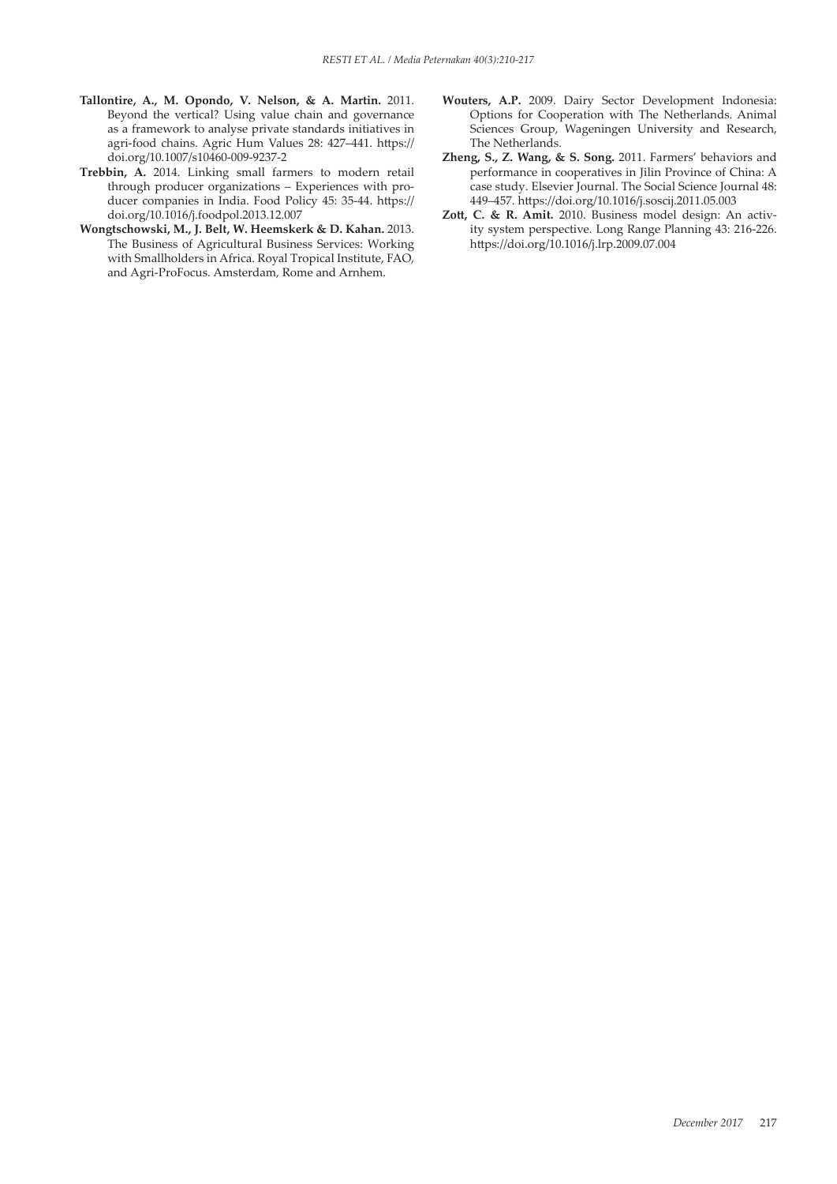**Tallontire, A., M. Opondo, V. Nelson, & A. Martin.** 2011. Beyond the vertical? Using value chain and governance as a framework to analyse private standards initiatives in agri-food chains. Agric Hum Values 28: 427–441. https://doi.org/10.1007/s10460-009-9237-2

**Trebbin, A.** 2014. Linking small farmers to modern retail through producer organizations – Experiences with producer companies in India. Food Policy 45: 35-44. https://doi.org/10.1016/j.foodpol.2013.12.007

**Wongtschowski, M., J. Belt, W. Heemskerk & D. Kahan.** 2013. The Business of Agricultural Business Services: Working with Smallholders in Africa. Royal Tropical Institute, FAO, and Agri-ProFocus. Amsterdam, Rome and Arnhem.

**Wouters, A.P.** 2009. Dairy Sector Development Indonesia: Options for Cooperation with The Netherlands. Animal Sciences Group, Wageningen University and Research, The Netherlands.

**Zheng, S., Z. Wang, & S. Song.** 2011. Farmers' behaviors and performance in cooperatives in Jilin Province of China: A case study. Elsevier Journal. The Social Science Journal 48: 449–457. https://doi.org/10.1016/j.soscij.2011.05.003

**Zott, C. & R. Amit.** 2010. Business model design: An activity system perspective. Long Range Planning 43: 216-226. https://doi.org/10.1016/j.lrp.2009.07.004